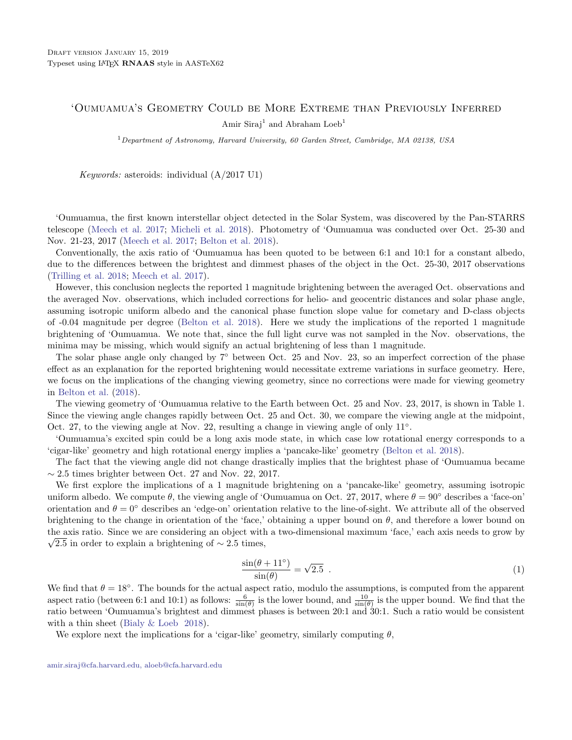Draft version January 15, 2019

Typeset using LaTeX **RNAAS** style in AASTeX62

# ʻOumuamua's Geometry Could be More Extreme than Previously Inferred

Amir Siraj[1] and Abraham Loeb[1]

[1] *Department of Astronomy, Harvard University, 60 Garden Street, Cambridge, MA 02138, USA*

*Keywords:* asteroids: individual (A/2017 U1)

ʻOumuamua, the first known interstellar object detected in the Solar System, was discovered by the Pan-STARRS telescope (Meech et al. 2017; Micheli et al. 2018). Photometry of ʻOumuamua was conducted over Oct. 25-30 and Nov. 21-23, 2017 (Meech et al. 2017; Belton et al. 2018).

Conventionally, the axis ratio of ʻOumuamua has been quoted to be between 6:1 and 10:1 for a constant albedo, due to the differences between the brightest and dimmest phases of the object in the Oct. 25-30, 2017 observations (Trilling et al. 2018; Meech et al. 2017).

However, this conclusion neglects the reported 1 magnitude brightening between the averaged Oct. observations and the averaged Nov. observations, which included corrections for helio- and geocentric distances and solar phase angle, assuming isotropic uniform albedo and the canonical phase function slope value for cometary and D-class objects of -0.04 magnitude per degree (Belton et al. 2018). Here we study the implications of the reported 1 magnitude brightening of ʻOumuamua. We note that, since the full light curve was not sampled in the Nov. observations, the minima may be missing, which would signify an actual brightening of less than 1 magnitude.

The solar phase angle only changed by 7° between Oct. 25 and Nov. 23, so an imperfect correction of the phase effect as an explanation for the reported brightening would necessitate extreme variations in surface geometry. Here, we focus on the implications of the changing viewing geometry, since no corrections were made for viewing geometry in Belton et al. (2018).

The viewing geometry of ʻOumuamua relative to the Earth between Oct. 25 and Nov. 23, 2017, is shown in Table 1. Since the viewing angle changes rapidly between Oct. 25 and Oct. 30, we compare the viewing angle at the midpoint, Oct. 27, to the viewing angle at Nov. 22, resulting a change in viewing angle of only 11°.

ʻOumuamua's excited spin could be a long axis mode state, in which case low rotational energy corresponds to a 'cigar-like' geometry and high rotational energy implies a 'pancake-like' geometry (Belton et al. 2018).

The fact that the viewing angle did not change drastically implies that the brightest phase of ʻOumuamua became $\sim 2.5$ times brighter between Oct. 27 and Nov. 22, 2017.

We first explore the implications of a 1 magnitude brightening on a 'pancake-like' geometry, assuming isotropic uniform albedo. We compute $\theta$, the viewing angle of ʻOumuamua on Oct. 27, 2017, where $\theta = 90°$ describes a 'face-on' orientation and $\theta = 0°$ describes an 'edge-on' orientation relative to the line-of-sight. We attribute all of the observed brightening to the change in orientation of the 'face,' obtaining a upper bound on $\theta$, and therefore a lower bound on the axis ratio. Since we are considering an object with a two-dimensional maximum 'face,' each axis needs to grow by $\sqrt{2.5}$ in order to explain a brightening of $\sim 2.5$ times,

$$\frac{\sin(\theta + 11°)}{\sin(\theta)} = \sqrt{2.5} \ . \tag{1}$$

We find that $\theta = 18°$. The bounds for the actual aspect ratio, modulo the assumptions, is computed from the apparent aspect ratio (between 6:1 and 10:1) as follows: $\frac{6}{\sin(\theta)}$ is the lower bound, and $\frac{10}{\sin(\theta)}$ is the upper bound. We find that the ratio between ʻOumuamua's brightest and dimmest phases is between 20:1 and 30:1. Such a ratio would be consistent with a thin sheet (Bialy & Loeb 2018).

We explore next the implications for a 'cigar-like' geometry, similarly computing $\theta$,

amir.siraj@cfa.harvard.edu, aloeb@cfa.harvard.edu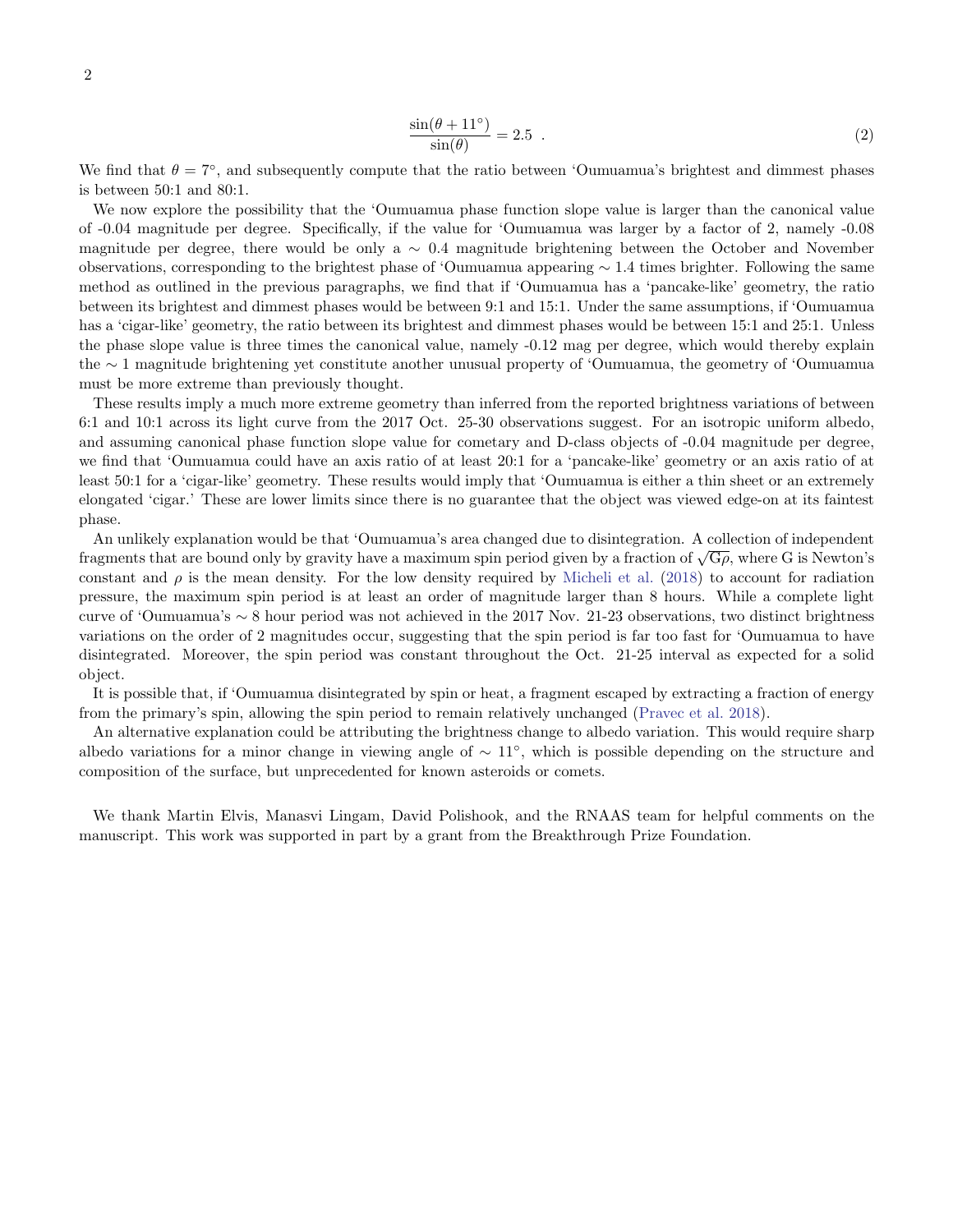$$\frac{\sin(\theta + 11^\circ)}{\sin(\theta)} = 2.5 \ . \tag{2}$$

We find that $\theta = 7^\circ$, and subsequently compute that the ratio between 'Oumuamua's brightest and dimmest phases is between 50:1 and 80:1.

We now explore the possibility that the 'Oumuamua phase function slope value is larger than the canonical value of -0.04 magnitude per degree. Specifically, if the value for 'Oumuamua was larger by a factor of 2, namely -0.08 magnitude per degree, there would be only a $\sim$ 0.4 magnitude brightening between the October and November observations, corresponding to the brightest phase of 'Oumuamua appearing $\sim$ 1.4 times brighter. Following the same method as outlined in the previous paragraphs, we find that if 'Oumuamua has a 'pancake-like' geometry, the ratio between its brightest and dimmest phases would be between 9:1 and 15:1. Under the same assumptions, if 'Oumuamua has a 'cigar-like' geometry, the ratio between its brightest and dimmest phases would be between 15:1 and 25:1. Unless the phase slope value is three times the canonical value, namely -0.12 mag per degree, which would thereby explain the $\sim$ 1 magnitude brightening yet constitute another unusual property of 'Oumuamua, the geometry of 'Oumuamua must be more extreme than previously thought.

These results imply a much more extreme geometry than inferred from the reported brightness variations of between 6:1 and 10:1 across its light curve from the 2017 Oct. 25-30 observations suggest. For an isotropic uniform albedo, and assuming canonical phase function slope value for cometary and D-class objects of -0.04 magnitude per degree, we find that 'Oumuamua could have an axis ratio of at least 20:1 for a 'pancake-like' geometry or an axis ratio of at least 50:1 for a 'cigar-like' geometry. These results would imply that 'Oumuamua is either a thin sheet or an extremely elongated 'cigar.' These are lower limits since there is no guarantee that the object was viewed edge-on at its faintest phase.

An unlikely explanation would be that 'Oumuamua's area changed due to disintegration. A collection of independent fragments that are bound only by gravity have a maximum spin period given by a fraction of $\sqrt{G\rho}$, where G is Newton's constant and $\rho$ is the mean density. For the low density required by Micheli et al. (2018) to account for radiation pressure, the maximum spin period is at least an order of magnitude larger than 8 hours. While a complete light curve of 'Oumuamua's $\sim$ 8 hour period was not achieved in the 2017 Nov. 21-23 observations, two distinct brightness variations on the order of 2 magnitudes occur, suggesting that the spin period is far too fast for 'Oumuamua to have disintegrated. Moreover, the spin period was constant throughout the Oct. 21-25 interval as expected for a solid object.

It is possible that, if 'Oumuamua disintegrated by spin or heat, a fragment escaped by extracting a fraction of energy from the primary's spin, allowing the spin period to remain relatively unchanged (Pravec et al. 2018).

An alternative explanation could be attributing the brightness change to albedo variation. This would require sharp albedo variations for a minor change in viewing angle of $\sim 11^\circ$, which is possible depending on the structure and composition of the surface, but unprecedented for known asteroids or comets.

We thank Martin Elvis, Manasvi Lingam, David Polishook, and the RNAAS team for helpful comments on the manuscript. This work was supported in part by a grant from the Breakthrough Prize Foundation.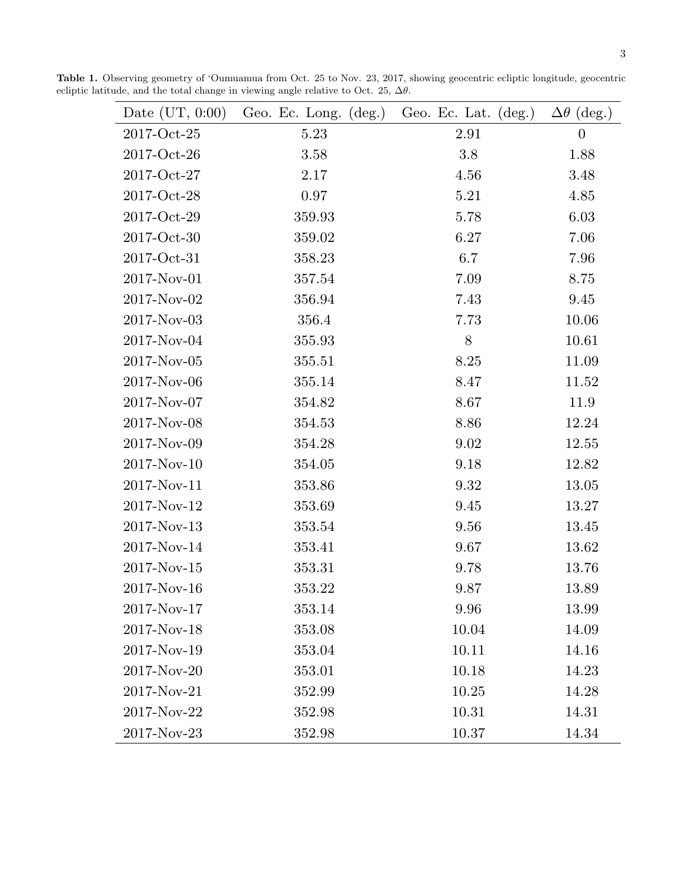**Table 1.** Observing geometry of 'Oumuamua from Oct. 25 to Nov. 23, 2017, showing geocentric ecliptic longitude, geocentric ecliptic latitude, and the total change in viewing angle relative to Oct. 25, $\Delta\theta$.

| Date (UT, 0:00) | Geo. Ec. Long. (deg.) | Geo. Ec. Lat. (deg.) | $\Delta\theta$ (deg.) |
|---|---|---|---|
| 2017-Oct-25 | 5.23 | 2.91 | 0 |
| 2017-Oct-26 | 3.58 | 3.8 | 1.88 |
| 2017-Oct-27 | 2.17 | 4.56 | 3.48 |
| 2017-Oct-28 | 0.97 | 5.21 | 4.85 |
| 2017-Oct-29 | 359.93 | 5.78 | 6.03 |
| 2017-Oct-30 | 359.02 | 6.27 | 7.06 |
| 2017-Oct-31 | 358.23 | 6.7 | 7.96 |
| 2017-Nov-01 | 357.54 | 7.09 | 8.75 |
| 2017-Nov-02 | 356.94 | 7.43 | 9.45 |
| 2017-Nov-03 | 356.4 | 7.73 | 10.06 |
| 2017-Nov-04 | 355.93 | 8 | 10.61 |
| 2017-Nov-05 | 355.51 | 8.25 | 11.09 |
| 2017-Nov-06 | 355.14 | 8.47 | 11.52 |
| 2017-Nov-07 | 354.82 | 8.67 | 11.9 |
| 2017-Nov-08 | 354.53 | 8.86 | 12.24 |
| 2017-Nov-09 | 354.28 | 9.02 | 12.55 |
| 2017-Nov-10 | 354.05 | 9.18 | 12.82 |
| 2017-Nov-11 | 353.86 | 9.32 | 13.05 |
| 2017-Nov-12 | 353.69 | 9.45 | 13.27 |
| 2017-Nov-13 | 353.54 | 9.56 | 13.45 |
| 2017-Nov-14 | 353.41 | 9.67 | 13.62 |
| 2017-Nov-15 | 353.31 | 9.78 | 13.76 |
| 2017-Nov-16 | 353.22 | 9.87 | 13.89 |
| 2017-Nov-17 | 353.14 | 9.96 | 13.99 |
| 2017-Nov-18 | 353.08 | 10.04 | 14.09 |
| 2017-Nov-19 | 353.04 | 10.11 | 14.16 |
| 2017-Nov-20 | 353.01 | 10.18 | 14.23 |
| 2017-Nov-21 | 352.99 | 10.25 | 14.28 |
| 2017-Nov-22 | 352.98 | 10.31 | 14.31 |
| 2017-Nov-23 | 352.98 | 10.37 | 14.34 |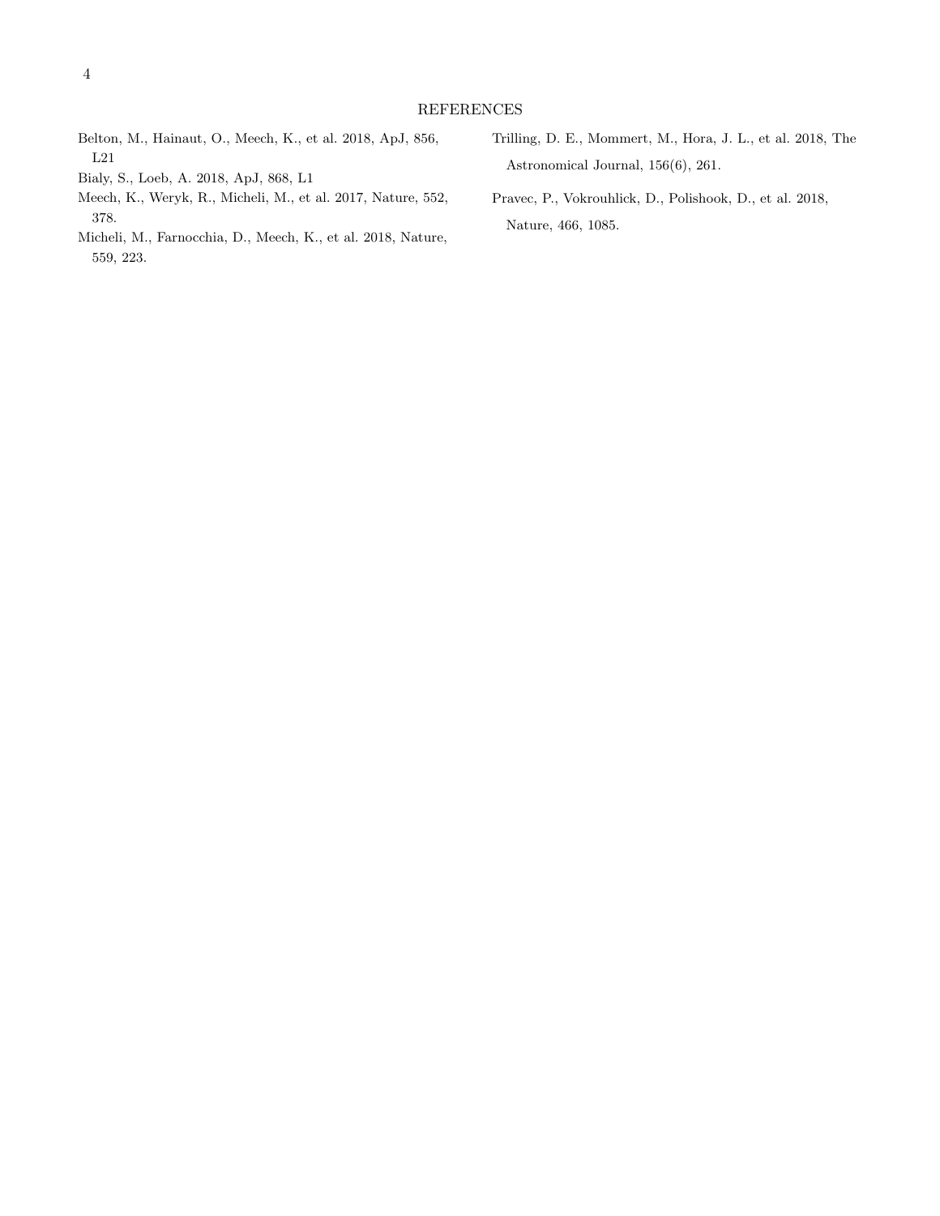## REFERENCES

Belton, M., Hainaut, O., Meech, K., et al. 2018, ApJ, 856, L21

Bialy, S., Loeb, A. 2018, ApJ, 868, L1

Meech, K., Weryk, R., Micheli, M., et al. 2017, Nature, 552, 378.

Micheli, M., Farnocchia, D., Meech, K., et al. 2018, Nature, 559, 223.

Trilling, D. E., Mommert, M., Hora, J. L., et al. 2018, The Astronomical Journal, 156(6), 261.

Pravec, P., Vokrouhlick, D., Polishook, D., et al. 2018, Nature, 466, 1085.